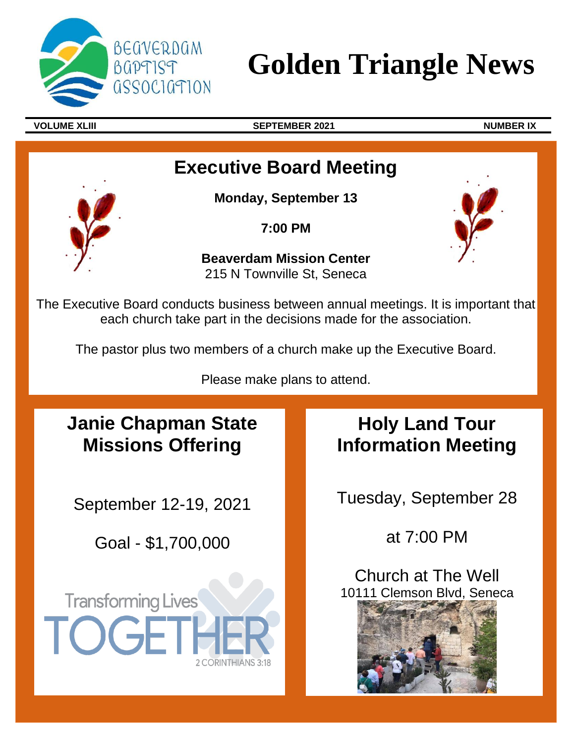# Golden Triangle News

**VOLUME XLIII** | **SEPTEMBER 2021** | **NUMBER IX**

## Executive Board Meeting

**Monday, September 13**

**7:00 PM**

**Beaverdam Mission Center**
215 N Townville St, Seneca

The Executive Board conducts business between annual meetings. It is important that each church take part in the decisions made for the association.

The pastor plus two members of a church make up the Executive Board.

Please make plans to attend.

## Janie Chapman State Missions Offering

September 12-19, 2021

Goal - $1,700,000

Transforming Lives TOGETHER
2 CORINTHIANS 3:18

## Holy Land Tour Information Meeting

Tuesday, September 28

at 7:00 PM

Church at The Well
10111 Clemson Blvd, Seneca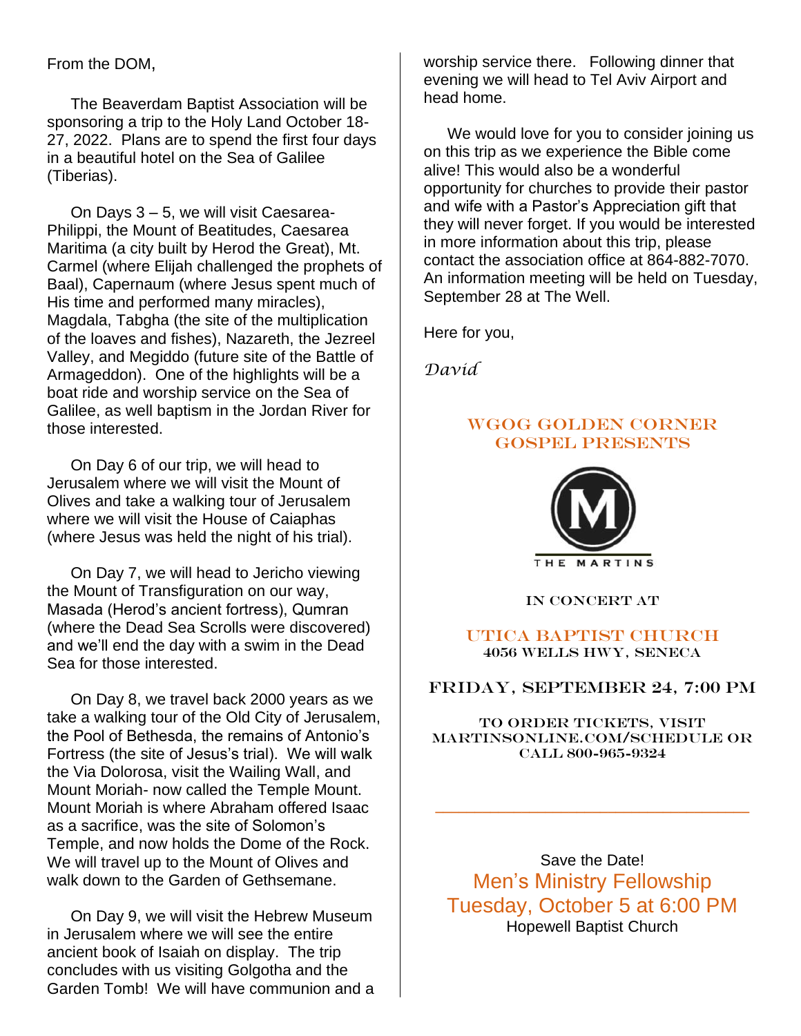From the DOM,

The Beaverdam Baptist Association will be sponsoring a trip to the Holy Land October 18-27, 2022. Plans are to spend the first four days in a beautiful hotel on the Sea of Galilee (Tiberias).

On Days 3 – 5, we will visit Caesarea-Philippi, the Mount of Beatitudes, Caesarea Maritima (a city built by Herod the Great), Mt. Carmel (where Elijah challenged the prophets of Baal), Capernaum (where Jesus spent much of His time and performed many miracles), Magdala, Tabgha (the site of the multiplication of the loaves and fishes), Nazareth, the Jezreel Valley, and Megiddo (future site of the Battle of Armageddon). One of the highlights will be a boat ride and worship service on the Sea of Galilee, as well baptism in the Jordan River for those interested.

On Day 6 of our trip, we will head to Jerusalem where we will visit the Mount of Olives and take a walking tour of Jerusalem where we will visit the House of Caiaphas (where Jesus was held the night of his trial).

On Day 7, we will head to Jericho viewing the Mount of Transfiguration on our way, Masada (Herod's ancient fortress), Qumran (where the Dead Sea Scrolls were discovered) and we'll end the day with a swim in the Dead Sea for those interested.

On Day 8, we travel back 2000 years as we take a walking tour of the Old City of Jerusalem, the Pool of Bethesda, the remains of Antonio's Fortress (the site of Jesus's trial). We will walk the Via Dolorosa, visit the Wailing Wall, and Mount Moriah- now called the Temple Mount. Mount Moriah is where Abraham offered Isaac as a sacrifice, was the site of Solomon's Temple, and now holds the Dome of the Rock. We will travel up to the Mount of Olives and walk down to the Garden of Gethsemane.

On Day 9, we will visit the Hebrew Museum in Jerusalem where we will see the entire ancient book of Isaiah on display. The trip concludes with us visiting Golgotha and the Garden Tomb! We will have communion and a worship service there. Following dinner that evening we will head to Tel Aviv Airport and head home.

We would love for you to consider joining us on this trip as we experience the Bible come alive! This would also be a wonderful opportunity for churches to provide their pastor and wife with a Pastor's Appreciation gift that they will never forget. If you would be interested in more information about this trip, please contact the association office at 864-882-7070. An information meeting will be held on Tuesday, September 28 at The Well.

Here for you,

*David*

---

**WGOG GOLDEN CORNER GOSPEL PRESENTS**

**THE MARTINS**

IN CONCERT AT

**UTICA BAPTIST CHURCH**
4056 WELLS HWY, SENECA

**FRIDAY, SEPTEMBER 24, 7:00 PM**

TO ORDER TICKETS, VISIT MARTINSONLINE.COM/SCHEDULE OR CALL 800-965-9324

---

Save the Date!

**Men's Ministry Fellowship**

**Tuesday, October 5 at 6:00 PM**

Hopewell Baptist Church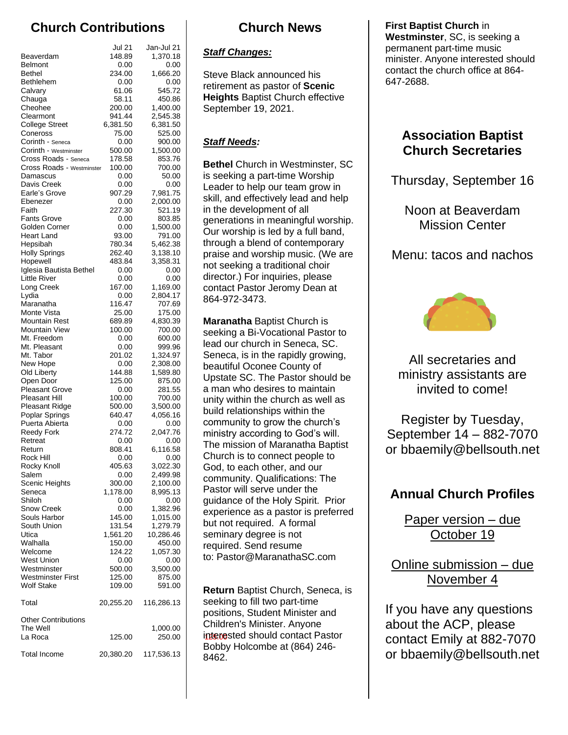## Church Contributions

| | Jul 21 | Jan-Jul 21 |
|---|---|---|
| Beaverdam | 148.89 | 1,370.18 |
| Belmont | 0.00 | 0.00 |
| Bethel | 234.00 | 1,666.20 |
| Bethlehem | 0.00 | 0.00 |
| Calvary | 61.06 | 545.72 |
| Chauga | 58.11 | 450.86 |
| Cheohee | 200.00 | 1,400.00 |
| Clearmont | 941.44 | 2,545.38 |
| College Street | 6,381.50 | 6,381.50 |
| Coneross | 75.00 | 525.00 |
| Corinth - Seneca | 0.00 | 900.00 |
| Corinth - Westminster | 500.00 | 1,500.00 |
| Cross Roads - Seneca | 178.58 | 853.76 |
| Cross Roads - Westminster | 100.00 | 700.00 |
| Damascus | 0.00 | 50.00 |
| Davis Creek | 0.00 | 0.00 |
| Earle's Grove | 907.29 | 7,981.75 |
| Ebenezer | 0.00 | 2,000.00 |
| Faith | 227.30 | 521.19 |
| Fants Grove | 0.00 | 803.85 |
| Golden Corner | 0.00 | 1,500.00 |
| Heart Land | 93.00 | 791.00 |
| Hepsibah | 780.34 | 5,462.38 |
| Holly Springs | 262.40 | 3,138.10 |
| Hopewell | 483.84 | 3,358.31 |
| Iglesia Bautista Bethel | 0.00 | 0.00 |
| Little River | 0.00 | 0.00 |
| Long Creek | 167.00 | 1,169.00 |
| Lydia | 0.00 | 2,804.17 |
| Maranatha | 116.47 | 707.69 |
| Monte Vista | 25.00 | 175.00 |
| Mountain Rest | 689.89 | 4,830.39 |
| Mountain View | 100.00 | 700.00 |
| Mt. Freedom | 0.00 | 600.00 |
| Mt. Pleasant | 0.00 | 999.96 |
| Mt. Tabor | 201.02 | 1,324.97 |
| New Hope | 0.00 | 2,308.00 |
| Old Liberty | 144.88 | 1,589.80 |
| Open Door | 125.00 | 875.00 |
| Pleasant Grove | 0.00 | 281.55 |
| Pleasant Hill | 100.00 | 700.00 |
| Pleasant Ridge | 500.00 | 3,500.00 |
| Poplar Springs | 640.47 | 4,056.16 |
| Puerta Abierta | 0.00 | 0.00 |
| Reedy Fork | 274.72 | 2,047.76 |
| Retreat | 0.00 | 0.00 |
| Return | 808.41 | 6,116.58 |
| Rock Hill | 0.00 | 0.00 |
| Rocky Knoll | 405.63 | 3,022.30 |
| Salem | 0.00 | 2,499.98 |
| Scenic Heights | 300.00 | 2,100.00 |
| Seneca | 1,178.00 | 8,995.13 |
| Shiloh | 0.00 | 0.00 |
| Snow Creek | 0.00 | 1,382.96 |
| Souls Harbor | 145.00 | 1,015.00 |
| South Union | 131.54 | 1,279.79 |
| Utica | 1,561.20 | 10,286.46 |
| Walhalla | 150.00 | 450.00 |
| Welcome | 124.22 | 1,057.30 |
| West Union | 0.00 | 0.00 |
| Westminster | 500.00 | 3,500.00 |
| Westminster First | 125.00 | 875.00 |
| Wolf Stake | 109.00 | 591.00 |
| Total | 20,255.20 | 116,286.13 |
| **Other Contributions** | | |
| The Well | | 1,000.00 |
| La Roca | 125.00 | 250.00 |
| Total Income | 20,380.20 | 117,536.13 |

## Church News

### ***Staff Changes:***

Steve Black announced his retirement as pastor of **Scenic Heights** Baptist Church effective September 19, 2021.

### ***Staff Needs:***

**Bethel** Church in Westminster, SC is seeking a part-time Worship Leader to help our team grow in skill, and effectively lead and help in the development of all generations in meaningful worship. Our worship is led by a full band, through a blend of contemporary praise and worship music. (We are not seeking a traditional choir director.) For inquiries, please contact Pastor Jeromy Dean at 864-972-3473.

**Maranatha** Baptist Church is seeking a Bi-Vocational Pastor to lead our church in Seneca, SC. Seneca, is in the rapidly growing, beautiful Oconee County of Upstate SC. The Pastor should be a man who desires to maintain unity within the church as well as build relationships within the community to grow the church's ministry according to God's will. The mission of Maranatha Baptist Church is to connect people to God, to each other, and our community. Qualifications: The Pastor will serve under the guidance of the Holy Spirit. Prior experience as a pastor is preferred but not required. A formal seminary degree is not required. Send resume to: Pastor@MaranathaSC.com

**Return** Baptist Church, Seneca, is seeking to fill two part-time positions, Student Minister and Children's Minister. Anyone interested should contact Pastor Bobby Holcombe at (864) 246-8462.

**First Baptist Church** in **Westminster**, SC, is seeking a permanent part-time music minister. Anyone interested should contact the church office at 864-647-2688.

## Association Baptist Church Secretaries

Thursday, September 16

Noon at Beaverdam Mission Center

Menu: tacos and nachos

All secretaries and ministry assistants are invited to come!

Register by Tuesday, September 14 – 882-7070 or bbaemily@bellsouth.net

## Annual Church Profiles

Paper version – due October 19

Online submission – due November 4

If you have any questions about the ACP, please contact Emily at 882-7070 or bbaemily@bellsouth.net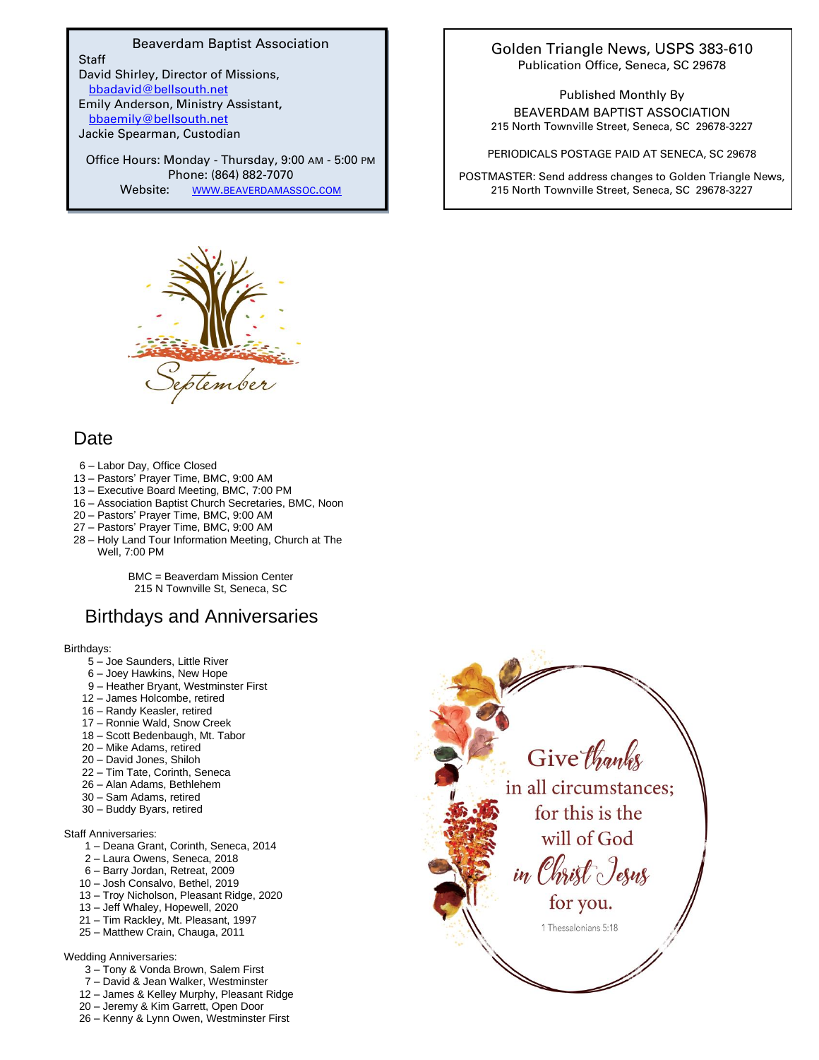Beaverdam Baptist Association

Staff

David Shirley, Director of Missions,
bbadavid@bellsouth.net

Emily Anderson, Ministry Assistant,
bbaemily@bellsouth.net

Jackie Spearman, Custodian

Office Hours: Monday - Thursday, 9:00 AM - 5:00 PM
Phone: (864) 882-7070
Website: WWW.BEAVERDAMASSOC.COM

Golden Triangle News, USPS 383-610
Publication Office, Seneca, SC 29678

Published Monthly By
BEAVERDAM BAPTIST ASSOCIATION
215 North Townville Street, Seneca, SC 29678-3227

PERIODICALS POSTAGE PAID AT SENECA, SC 29678

POSTMASTER: Send address changes to Golden Triangle News, 215 North Townville Street, Seneca, SC 29678-3227

September

## Date

- 6 – Labor Day, Office Closed
- 13 – Pastors' Prayer Time, BMC, 9:00 AM
- 13 – Executive Board Meeting, BMC, 7:00 PM
- 16 – Association Baptist Church Secretaries, BMC, Noon
- 20 – Pastors' Prayer Time, BMC, 9:00 AM
- 27 – Pastors' Prayer Time, BMC, 9:00 AM
- 28 – Holy Land Tour Information Meeting, Church at The Well, 7:00 PM

BMC = Beaverdam Mission Center
215 N Townville St, Seneca, SC

## Birthdays and Anniversaries

Birthdays:

- 5 – Joe Saunders, Little River
- 6 – Joey Hawkins, New Hope
- 9 – Heather Bryant, Westminster First
- 12 – James Holcombe, retired
- 16 – Randy Keasler, retired
- 17 – Ronnie Wald, Snow Creek
- 18 – Scott Bedenbaugh, Mt. Tabor
- 20 – Mike Adams, retired
- 20 – David Jones, Shiloh
- 22 – Tim Tate, Corinth, Seneca
- 26 – Alan Adams, Bethlehem
- 30 – Sam Adams, retired
- 30 – Buddy Byars, retired

Staff Anniversaries:

- 1 – Deana Grant, Corinth, Seneca, 2014
- 2 – Laura Owens, Seneca, 2018
- 6 – Barry Jordan, Retreat, 2009
- 10 – Josh Consalvo, Bethel, 2019
- 13 – Troy Nicholson, Pleasant Ridge, 2020
- 13 – Jeff Whaley, Hopewell, 2020
- 21 – Tim Rackley, Mt. Pleasant, 1997
- 25 – Matthew Crain, Chauga, 2011

Wedding Anniversaries:

- 3 – Tony & Vonda Brown, Salem First
- 7 – David & Jean Walker, Westminster
- 12 – James & Kelley Murphy, Pleasant Ridge
- 20 – Jeremy & Kim Garrett, Open Door
- 26 – Kenny & Lynn Owen, Westminster First

Give thanks in all circumstances; for this is the will of God in Christ Jesus for you.

1 Thessalonians 5:18